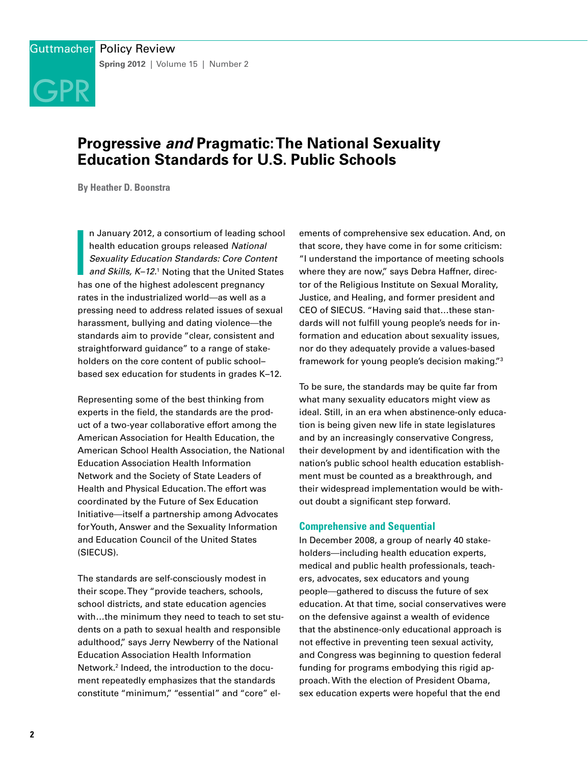# Progressive *and* Pragmatic: The National Sexuality Education Standards for U.S. Public Schools

**By Heather D. Boonstra**

In January 2012, a consortium of leading school health education groups released *National Sexuality Education Standards: Core Content and Skills, K–12.*[1] Noting that the United States has one of the highest adolescent pregnancy rates in the industrialized world—as well as a pressing need to address related issues of sexual harassment, bullying and dating violence—the standards aim to provide "clear, consistent and straightforward guidance" to a range of stakeholders on the core content of public school–based sex education for students in grades K–12.

Representing some of the best thinking from experts in the field, the standards are the product of a two-year collaborative effort among the American Association for Health Education, the American School Health Association, the National Education Association Health Information Network and the Society of State Leaders of Health and Physical Education. The effort was coordinated by the Future of Sex Education Initiative—itself a partnership among Advocates for Youth, Answer and the Sexuality Information and Education Council of the United States (SIECUS).

The standards are self-consciously modest in their scope. They "provide teachers, schools, school districts, and state education agencies with…the minimum they need to teach to set students on a path to sexual health and responsible adulthood," says Jerry Newberry of the National Education Association Health Information Network.[2] Indeed, the introduction to the document repeatedly emphasizes that the standards constitute "minimum," "essential" and "core" elements of comprehensive sex education. And, on that score, they have come in for some criticism: "I understand the importance of meeting schools where they are now," says Debra Haffner, director of the Religious Institute on Sexual Morality, Justice, and Healing, and former president and CEO of SIECUS. "Having said that…these standards will not fulfill young people's needs for information and education about sexuality issues, nor do they adequately provide a values-based framework for young people's decision making."[3]

To be sure, the standards may be quite far from what many sexuality educators might view as ideal. Still, in an era when abstinence-only education is being given new life in state legislatures and by an increasingly conservative Congress, their development by and identification with the nation's public school health education establishment must be counted as a breakthrough, and their widespread implementation would be without doubt a significant step forward.

## Comprehensive and Sequential

In December 2008, a group of nearly 40 stakeholders—including health education experts, medical and public health professionals, teachers, advocates, sex educators and young people—gathered to discuss the future of sex education. At that time, social conservatives were on the defensive against a wealth of evidence that the abstinence-only educational approach is not effective in preventing teen sexual activity, and Congress was beginning to question federal funding for programs embodying this rigid approach. With the election of President Obama, sex education experts were hopeful that the end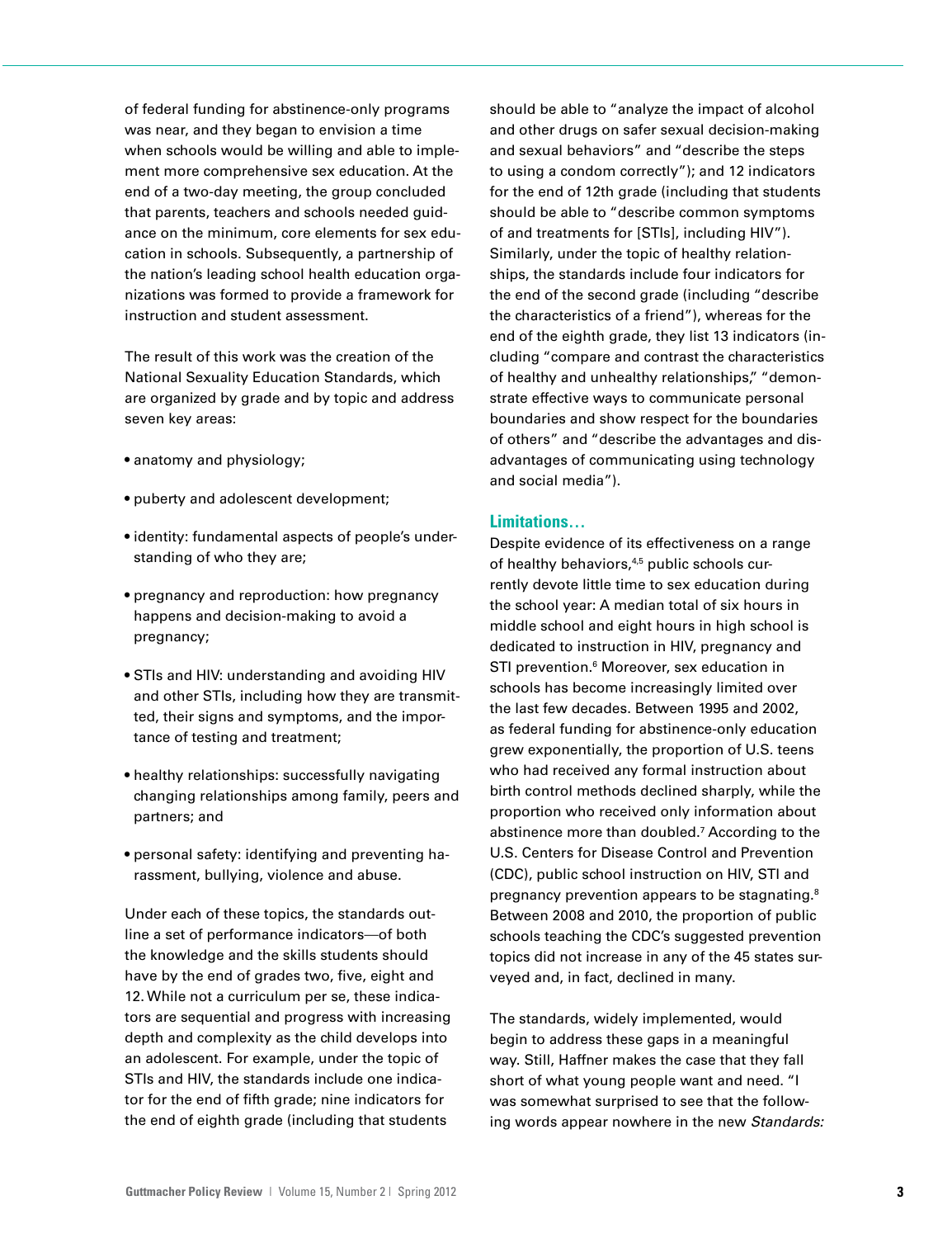of federal funding for abstinence-only programs was near, and they began to envision a time when schools would be willing and able to implement more comprehensive sex education. At the end of a two-day meeting, the group concluded that parents, teachers and schools needed guidance on the minimum, core elements for sex education in schools. Subsequently, a partnership of the nation's leading school health education organizations was formed to provide a framework for instruction and student assessment.

The result of this work was the creation of the National Sexuality Education Standards, which are organized by grade and by topic and address seven key areas:

- anatomy and physiology;
- puberty and adolescent development;
- identity: fundamental aspects of people's understanding of who they are;
- pregnancy and reproduction: how pregnancy happens and decision-making to avoid a pregnancy;
- STIs and HIV: understanding and avoiding HIV and other STIs, including how they are transmitted, their signs and symptoms, and the importance of testing and treatment;
- healthy relationships: successfully navigating changing relationships among family, peers and partners; and
- personal safety: identifying and preventing harassment, bullying, violence and abuse.

Under each of these topics, the standards outline a set of performance indicators—of both the knowledge and the skills students should have by the end of grades two, five, eight and 12. While not a curriculum per se, these indicators are sequential and progress with increasing depth and complexity as the child develops into an adolescent. For example, under the topic of STIs and HIV, the standards include one indicator for the end of fifth grade; nine indicators for the end of eighth grade (including that students should be able to "analyze the impact of alcohol and other drugs on safer sexual decision-making and sexual behaviors" and "describe the steps to using a condom correctly"); and 12 indicators for the end of 12th grade (including that students should be able to "describe common symptoms of and treatments for [STIs], including HIV"). Similarly, under the topic of healthy relationships, the standards include four indicators for the end of the second grade (including "describe the characteristics of a friend"), whereas for the end of the eighth grade, they list 13 indicators (including "compare and contrast the characteristics of healthy and unhealthy relationships," "demonstrate effective ways to communicate personal boundaries and show respect for the boundaries of others" and "describe the advantages and disadvantages of communicating using technology and social media").

### Limitations…

Despite evidence of its effectiveness on a range of healthy behaviors,[4,5] public schools currently devote little time to sex education during the school year: A median total of six hours in middle school and eight hours in high school is dedicated to instruction in HIV, pregnancy and STI prevention.[6] Moreover, sex education in schools has become increasingly limited over the last few decades. Between 1995 and 2002, as federal funding for abstinence-only education grew exponentially, the proportion of U.S. teens who had received any formal instruction about birth control methods declined sharply, while the proportion who received only information about abstinence more than doubled.[7] According to the U.S. Centers for Disease Control and Prevention (CDC), public school instruction on HIV, STI and pregnancy prevention appears to be stagnating.[8] Between 2008 and 2010, the proportion of public schools teaching the CDC's suggested prevention topics did not increase in any of the 45 states surveyed and, in fact, declined in many.

The standards, widely implemented, would begin to address these gaps in a meaningful way. Still, Haffner makes the case that they fall short of what young people want and need. "I was somewhat surprised to see that the following words appear nowhere in the new *Standards:*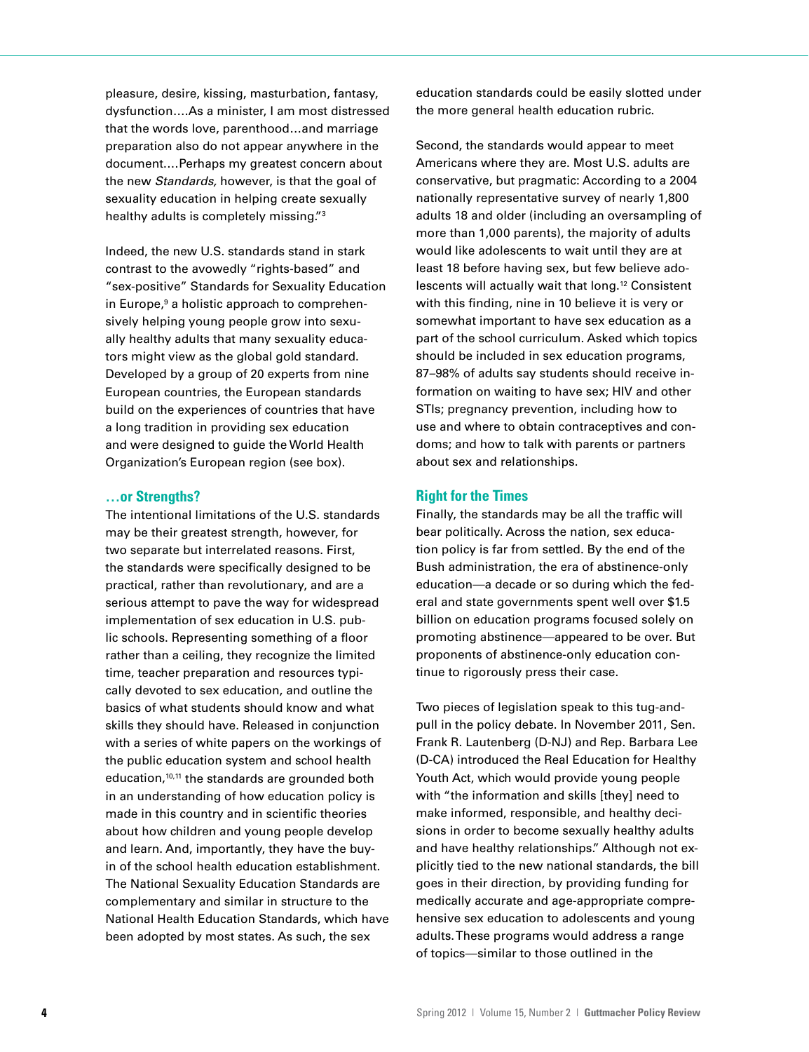pleasure, desire, kissing, masturbation, fantasy, dysfunction….As a minister, I am most distressed that the words love, parenthood…and marriage preparation also do not appear anywhere in the document….Perhaps my greatest concern about the new *Standards,* however, is that the goal of sexuality education in helping create sexually healthy adults is completely missing."[3]

Indeed, the new U.S. standards stand in stark contrast to the avowedly "rights-based" and "sex-positive" Standards for Sexuality Education in Europe,[9] a holistic approach to comprehensively helping young people grow into sexually healthy adults that many sexuality educators might view as the global gold standard. Developed by a group of 20 experts from nine European countries, the European standards build on the experiences of countries that have a long tradition in providing sex education and were designed to guide the World Health Organization's European region (see box).

### …or Strengths?

The intentional limitations of the U.S. standards may be their greatest strength, however, for two separate but interrelated reasons. First, the standards were specifically designed to be practical, rather than revolutionary, and are a serious attempt to pave the way for widespread implementation of sex education in U.S. public schools. Representing something of a floor rather than a ceiling, they recognize the limited time, teacher preparation and resources typically devoted to sex education, and outline the basics of what students should know and what skills they should have. Released in conjunction with a series of white papers on the workings of the public education system and school health education,[10,11] the standards are grounded both in an understanding of how education policy is made in this country and in scientific theories about how children and young people develop and learn. And, importantly, they have the buy-in of the school health education establishment. The National Sexuality Education Standards are complementary and similar in structure to the National Health Education Standards, which have been adopted by most states. As such, the sex education standards could be easily slotted under the more general health education rubric.

Second, the standards would appear to meet Americans where they are. Most U.S. adults are conservative, but pragmatic: According to a 2004 nationally representative survey of nearly 1,800 adults 18 and older (including an oversampling of more than 1,000 parents), the majority of adults would like adolescents to wait until they are at least 18 before having sex, but few believe adolescents will actually wait that long.[12] Consistent with this finding, nine in 10 believe it is very or somewhat important to have sex education as a part of the school curriculum. Asked which topics should be included in sex education programs, 87–98% of adults say students should receive information on waiting to have sex; HIV and other STIs; pregnancy prevention, including how to use and where to obtain contraceptives and condoms; and how to talk with parents or partners about sex and relationships.

### Right for the Times

Finally, the standards may be all the traffic will bear politically. Across the nation, sex education policy is far from settled. By the end of the Bush administration, the era of abstinence-only education—a decade or so during which the federal and state governments spent well over $1.5 billion on education programs focused solely on promoting abstinence—appeared to be over. But proponents of abstinence-only education continue to rigorously press their case.

Two pieces of legislation speak to this tug-and-pull in the policy debate. In November 2011, Sen. Frank R. Lautenberg (D-NJ) and Rep. Barbara Lee (D-CA) introduced the Real Education for Healthy Youth Act, which would provide young people with "the information and skills [they] need to make informed, responsible, and healthy decisions in order to become sexually healthy adults and have healthy relationships." Although not explicitly tied to the new national standards, the bill goes in their direction, by providing funding for medically accurate and age-appropriate comprehensive sex education to adolescents and young adults. These programs would address a range of topics—similar to those outlined in the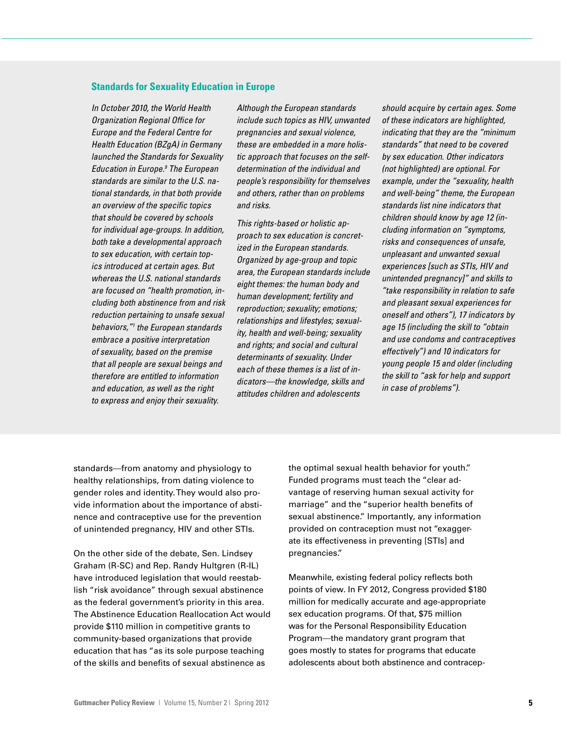## Standards for Sexuality Education in Europe

*In October 2010, the World Health Organization Regional Office for Europe and the Federal Centre for Health Education (BZgA) in Germany launched the Standards for Sexuality Education in Europe.[9] The European standards are similar to the U.S. national standards, in that both provide an overview of the specific topics that should be covered by schools for individual age-groups. In addition, both take a developmental approach to sex education, with certain topics introduced at certain ages. But whereas the U.S. national standards are focused on "health promotion, including both abstinence from and risk reduction pertaining to unsafe sexual behaviors,"[1] the European standards embrace a positive interpretation of sexuality, based on the premise that all people are sexual beings and therefore are entitled to information and education, as well as the right to express and enjoy their sexuality.*

*Although the European standards include such topics as HIV, unwanted pregnancies and sexual violence, these are embedded in a more holistic approach that focuses on the self-determination of the individual and people's responsibility for themselves and others, rather than on problems and risks.*

*This rights-based or holistic approach to sex education is concretized in the European standards. Organized by age-group and topic area, the European standards include eight themes: the human body and human development; fertility and reproduction; sexuality; emotions; relationships and lifestyles; sexuality, health and well-being; sexuality and rights; and social and cultural determinants of sexuality. Under each of these themes is a list of indicators—the knowledge, skills and attitudes children and adolescents should acquire by certain ages. Some of these indicators are highlighted, indicating that they are the "minimum standards" that need to be covered by sex education. Other indicators (not highlighted) are optional. For example, under the "sexuality, health and well-being" theme, the European standards list nine indicators that children should know by age 12 (including information on "symptoms, risks and consequences of unsafe, unpleasant and unwanted sexual experiences [such as STIs, HIV and unintended pregnancy]" and skills to "take responsibility in relation to safe and pleasant sexual experiences for oneself and others"), 17 indicators by age 15 (including the skill to "obtain and use condoms and contraceptives effectively") and 10 indicators for young people 15 and older (including the skill to "ask for help and support in case of problems").*

standards—from anatomy and physiology to healthy relationships, from dating violence to gender roles and identity. They would also provide information about the importance of abstinence and contraceptive use for the prevention of unintended pregnancy, HIV and other STIs.

On the other side of the debate, Sen. Lindsey Graham (R-SC) and Rep. Randy Hultgren (R-IL) have introduced legislation that would reestablish "risk avoidance" through sexual abstinence as the federal government's priority in this area. The Abstinence Education Reallocation Act would provide $110 million in competitive grants to community-based organizations that provide education that has "as its sole purpose teaching of the skills and benefits of sexual abstinence as the optimal sexual health behavior for youth." Funded programs must teach the "clear advantage of reserving human sexual activity for marriage" and the "superior health benefits of sexual abstinence." Importantly, any information provided on contraception must not "exaggerate its effectiveness in preventing [STIs] and pregnancies."

Meanwhile, existing federal policy reflects both points of view. In FY 2012, Congress provided $180 million for medically accurate and age-appropriate sex education programs. Of that, $75 million was for the Personal Responsibility Education Program—the mandatory grant program that goes mostly to states for programs that educate adolescents about both abstinence and contracep-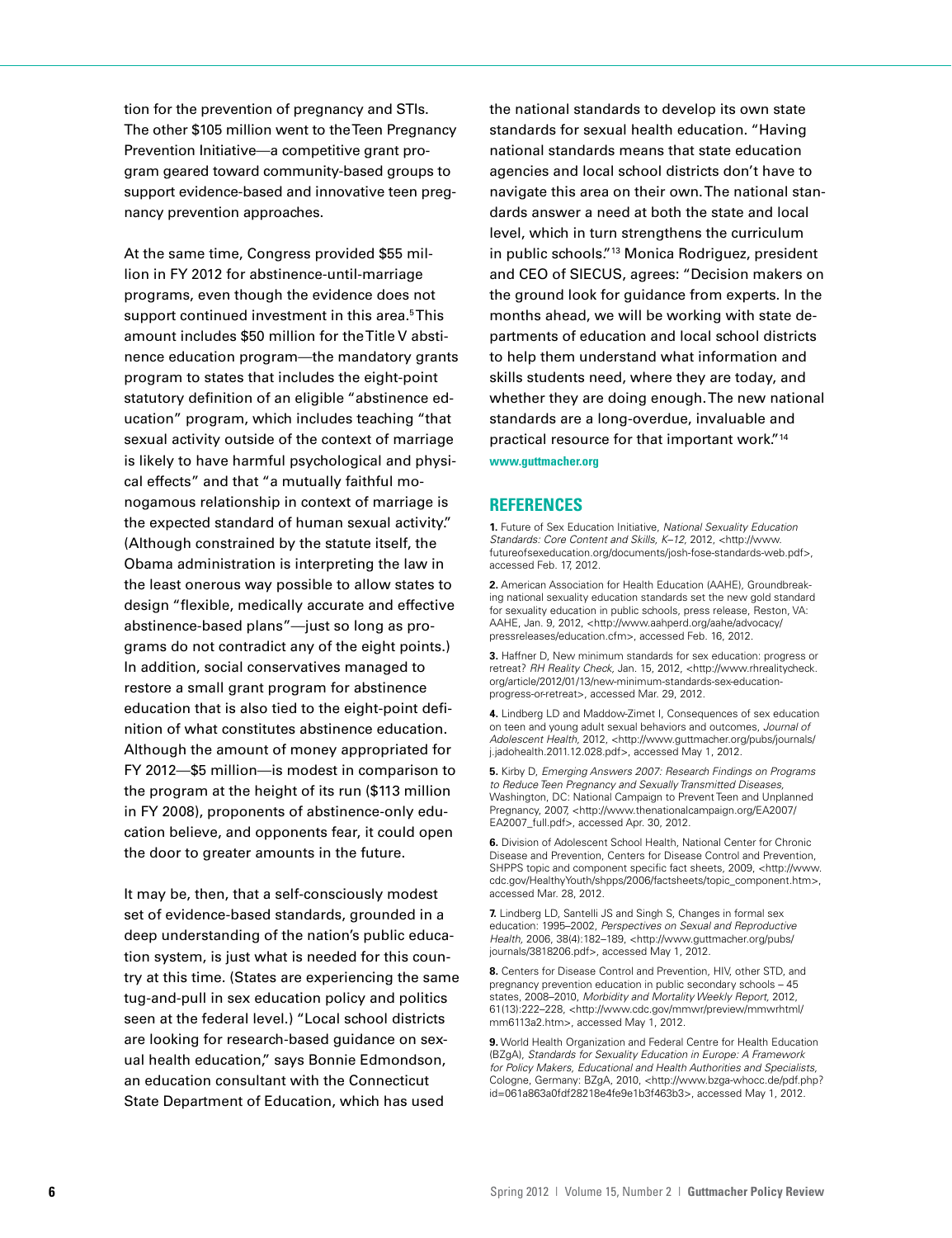tion for the prevention of pregnancy and STIs. The other $105 million went to the Teen Pregnancy Prevention Initiative—a competitive grant program geared toward community-based groups to support evidence-based and innovative teen pregnancy prevention approaches.

At the same time, Congress provided $55 million in FY 2012 for abstinence-until-marriage programs, even though the evidence does not support continued investment in this area.[5] This amount includes $50 million for the Title V abstinence education program—the mandatory grants program to states that includes the eight-point statutory definition of an eligible "abstinence education" program, which includes teaching "that sexual activity outside of the context of marriage is likely to have harmful psychological and physical effects" and that "a mutually faithful monogamous relationship in context of marriage is the expected standard of human sexual activity." (Although constrained by the statute itself, the Obama administration is interpreting the law in the least onerous way possible to allow states to design "flexible, medically accurate and effective abstinence-based plans"—just so long as programs do not contradict any of the eight points.) In addition, social conservatives managed to restore a small grant program for abstinence education that is also tied to the eight-point definition of what constitutes abstinence education. Although the amount of money appropriated for FY 2012—$5 million—is modest in comparison to the program at the height of its run ($113 million in FY 2008), proponents of abstinence-only education believe, and opponents fear, it could open the door to greater amounts in the future.

It may be, then, that a self-consciously modest set of evidence-based standards, grounded in a deep understanding of the nation's public education system, is just what is needed for this country at this time. (States are experiencing the same tug-and-pull in sex education policy and politics seen at the federal level.) "Local school districts are looking for research-based guidance on sexual health education," says Bonnie Edmondson, an education consultant with the Connecticut State Department of Education, which has used the national standards to develop its own state standards for sexual health education. "Having national standards means that state education agencies and local school districts don't have to navigate this area on their own. The national standards answer a need at both the state and local level, which in turn strengthens the curriculum in public schools."[13] Monica Rodriguez, president and CEO of SIECUS, agrees: "Decision makers on the ground look for guidance from experts. In the months ahead, we will be working with state departments of education and local school districts to help them understand what information and skills students need, where they are today, and whether they are doing enough. The new national standards are a long-overdue, invaluable and practical resource for that important work."[14]

**www.guttmacher.org**

## REFERENCES

**1.** Future of Sex Education Initiative, *National Sexuality Education Standards: Core Content and Skills, K–12*, 2012, <http://www.futureofsexeducation.org/documents/josh-fose-standards-web.pdf>, accessed Feb. 17, 2012.

**2.** American Association for Health Education (AAHE), Groundbreaking national sexuality education standards set the new gold standard for sexuality education in public schools, press release, Reston, VA: AAHE, Jan. 9, 2012, <http://www.aahperd.org/aahe/advocacy/pressreleases/education.cfm>, accessed Feb. 16, 2012.

**3.** Haffner D, New minimum standards for sex education: progress or retreat? *RH Reality Check*, Jan. 15, 2012, <http://www.rhrealitycheck.org/article/2012/01/13/new-minimum-standards-sex-education-progress-or-retreat>, accessed Mar. 29, 2012.

**4.** Lindberg LD and Maddow-Zimet I, Consequences of sex education on teen and young adult sexual behaviors and outcomes, *Journal of Adolescent Health*, 2012, <http://www.guttmacher.org/pubs/journals/j.jadohealth.2011.12.028.pdf>, accessed May 1, 2012.

**5.** Kirby D, *Emerging Answers 2007: Research Findings on Programs to Reduce Teen Pregnancy and Sexually Transmitted Diseases*, Washington, DC: National Campaign to Prevent Teen and Unplanned Pregnancy, 2007, <http://www.thenationalcampaign.org/EA2007/EA2007_full.pdf>, accessed Apr. 30, 2012.

**6.** Division of Adolescent School Health, National Center for Chronic Disease and Prevention, Centers for Disease Control and Prevention, SHPPS topic and component specific fact sheets, 2009, <http://www.cdc.gov/HealthyYouth/shpps/2006/factsheets/topic_component.htm>, accessed Mar. 28, 2012.

**7.** Lindberg LD, Santelli JS and Singh S, Changes in formal sex education: 1995–2002, *Perspectives on Sexual and Reproductive Health*, 2006, 38(4):182–189, <http://www.guttmacher.org/pubs/journals/3818206.pdf>, accessed May 1, 2012.

**8.** Centers for Disease Control and Prevention, HIV, other STD, and pregnancy prevention education in public secondary schools – 45 states, 2008–2010, *Morbidity and Mortality Weekly Report*, 2012, 61(13):222–228, <http://www.cdc.gov/mmwr/preview/mmwrhtml/mm6113a2.htm>, accessed May 1, 2012.

**9.** World Health Organization and Federal Centre for Health Education (BZgA), *Standards for Sexuality Education in Europe: A Framework for Policy Makers, Educational and Health Authorities and Specialists*, Cologne, Germany: BZgA, 2010, <http://www.bzga-whocc.de/pdf.php?id=061a863a0fdf28218e4fe9e1b3f463b3>, accessed May 1, 2012.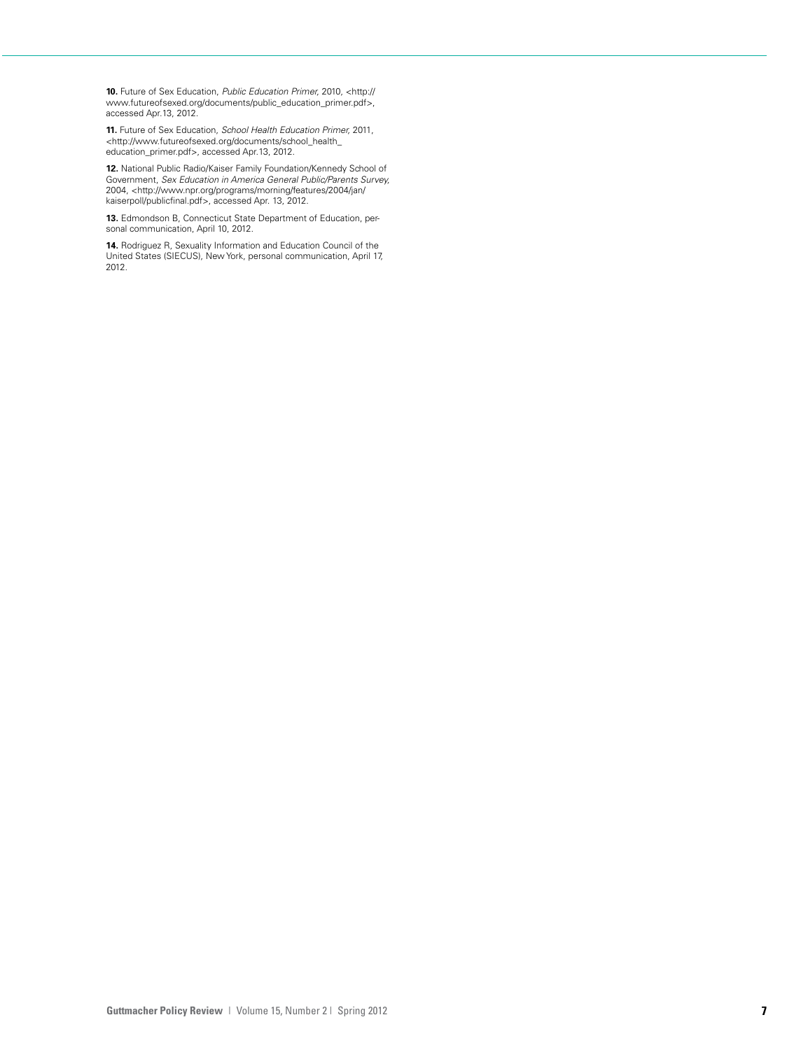**10.** Future of Sex Education, *Public Education Primer,* 2010, <http://www.futureofsexed.org/documents/public_education_primer.pdf>, accessed Apr.13, 2012.

**11.** Future of Sex Education, *School Health Education Primer,* 2011, <http://www.futureofsexed.org/documents/school_health_education_primer.pdf>, accessed Apr.13, 2012.

**12.** National Public Radio/Kaiser Family Foundation/Kennedy School of Government, *Sex Education in America General Public/Parents Survey,* 2004, <http://www.npr.org/programs/morning/features/2004/jan/kaiserpoll/publicfinal.pdf>, accessed Apr. 13, 2012.

**13.** Edmondson B, Connecticut State Department of Education, personal communication, April 10, 2012.

**14.** Rodriguez R, Sexuality Information and Education Council of the United States (SIECUS), New York, personal communication, April 17, 2012.